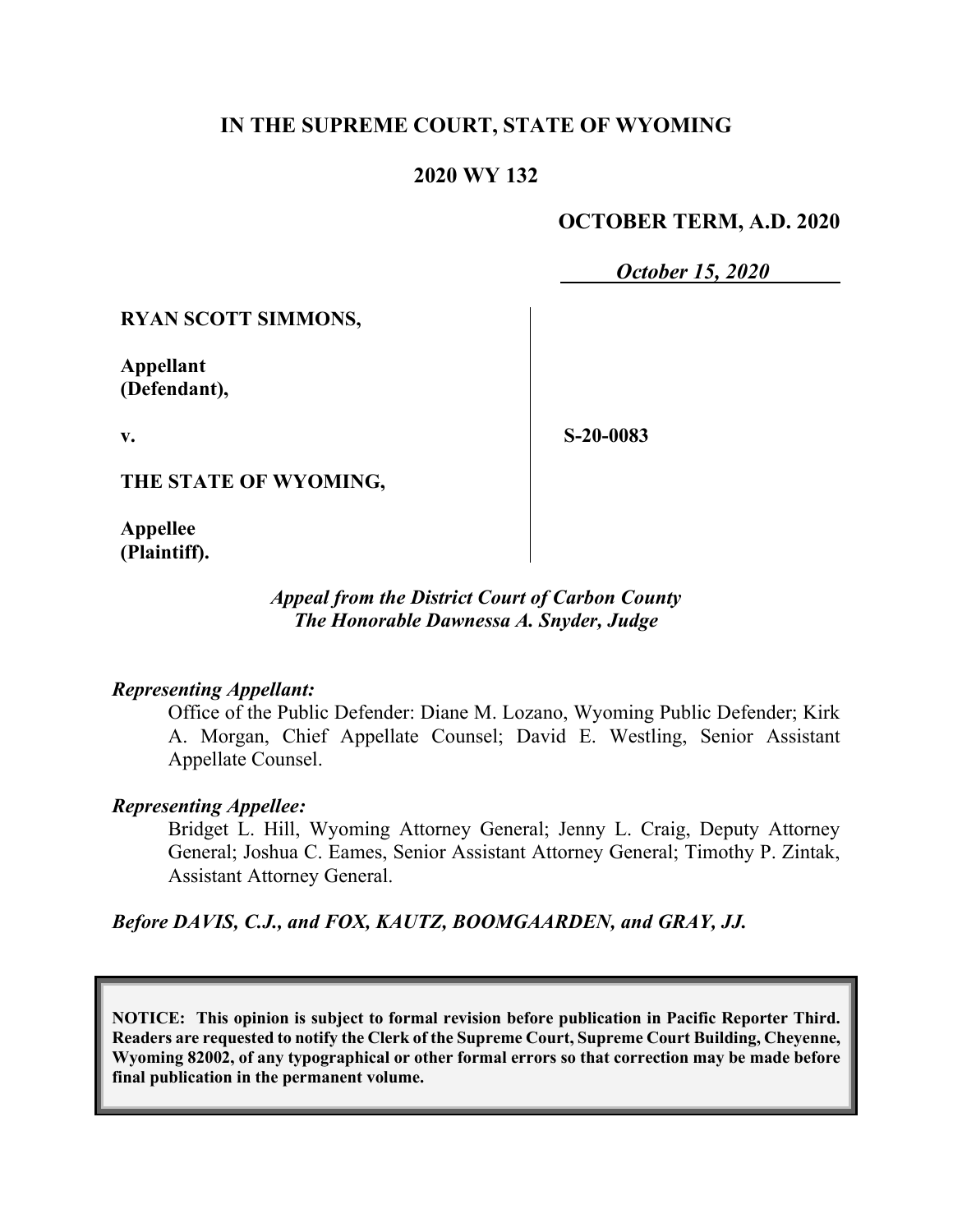**IN THE SUPREME COURT, STATE OF WYOMING**

**2020 WY 132**

**OCTOBER TERM, A.D. 2020**

***October 15, 2020***

| | |
|---|---|
| **RYAN SCOTT SIMMONS,**<br><br>**Appellant (Defendant),**<br><br>**v.**<br><br>**THE STATE OF WYOMING,**<br><br>**Appellee (Plaintiff).** | **S-20-0083** |

***Appeal from the District Court of Carbon County***
***The Honorable Dawnessa A. Snyder, Judge***

***Representing Appellant:***

Office of the Public Defender: Diane M. Lozano, Wyoming Public Defender; Kirk A. Morgan, Chief Appellate Counsel; David E. Westling, Senior Assistant Appellate Counsel.

***Representing Appellee:***

Bridget L. Hill, Wyoming Attorney General; Jenny L. Craig, Deputy Attorney General; Joshua C. Eames, Senior Assistant Attorney General; Timothy P. Zintak, Assistant Attorney General.

***Before DAVIS, C.J., and FOX, KAUTZ, BOOMGAARDEN, and GRAY, JJ.***

**NOTICE: This opinion is subject to formal revision before publication in Pacific Reporter Third. Readers are requested to notify the Clerk of the Supreme Court, Supreme Court Building, Cheyenne, Wyoming 82002, of any typographical or other formal errors so that correction may be made before final publication in the permanent volume.**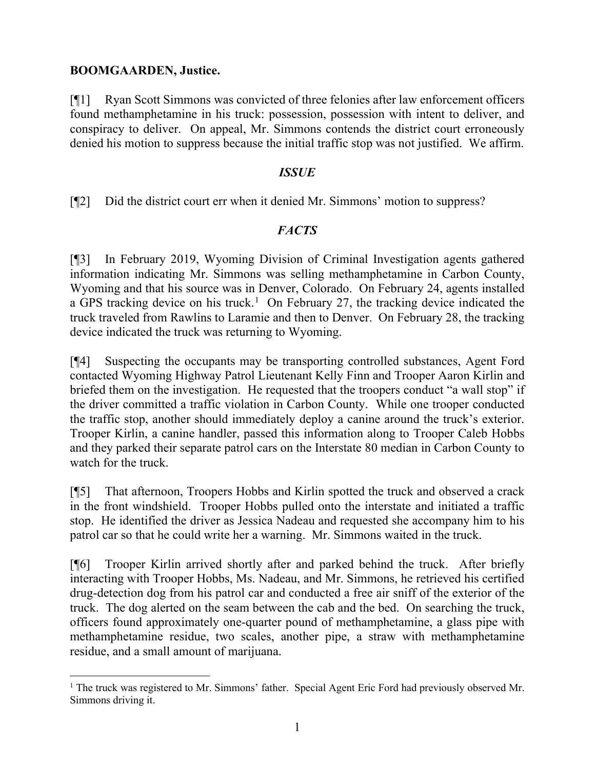**BOOMGAARDEN, Justice.**

[¶1] Ryan Scott Simmons was convicted of three felonies after law enforcement officers found methamphetamine in his truck: possession, possession with intent to deliver, and conspiracy to deliver. On appeal, Mr. Simmons contends the district court erroneously denied his motion to suppress because the initial traffic stop was not justified. We affirm.

### *ISSUE*

[¶2] Did the district court err when it denied Mr. Simmons' motion to suppress?

### *FACTS*

[¶3] In February 2019, Wyoming Division of Criminal Investigation agents gathered information indicating Mr. Simmons was selling methamphetamine in Carbon County, Wyoming and that his source was in Denver, Colorado. On February 24, agents installed a GPS tracking device on his truck.[1] On February 27, the tracking device indicated the truck traveled from Rawlins to Laramie and then to Denver. On February 28, the tracking device indicated the truck was returning to Wyoming.

[¶4] Suspecting the occupants may be transporting controlled substances, Agent Ford contacted Wyoming Highway Patrol Lieutenant Kelly Finn and Trooper Aaron Kirlin and briefed them on the investigation. He requested that the troopers conduct "a wall stop" if the driver committed a traffic violation in Carbon County. While one trooper conducted the traffic stop, another should immediately deploy a canine around the truck's exterior. Trooper Kirlin, a canine handler, passed this information along to Trooper Caleb Hobbs and they parked their separate patrol cars on the Interstate 80 median in Carbon County to watch for the truck.

[¶5] That afternoon, Troopers Hobbs and Kirlin spotted the truck and observed a crack in the front windshield. Trooper Hobbs pulled onto the interstate and initiated a traffic stop. He identified the driver as Jessica Nadeau and requested she accompany him to his patrol car so that he could write her a warning. Mr. Simmons waited in the truck.

[¶6] Trooper Kirlin arrived shortly after and parked behind the truck. After briefly interacting with Trooper Hobbs, Ms. Nadeau, and Mr. Simmons, he retrieved his certified drug-detection dog from his patrol car and conducted a free air sniff of the exterior of the truck. The dog alerted on the seam between the cab and the bed. On searching the truck, officers found approximately one-quarter pound of methamphetamine, a glass pipe with methamphetamine residue, two scales, another pipe, a straw with methamphetamine residue, and a small amount of marijuana.

---

[1] The truck was registered to Mr. Simmons' father. Special Agent Eric Ford had previously observed Mr. Simmons driving it.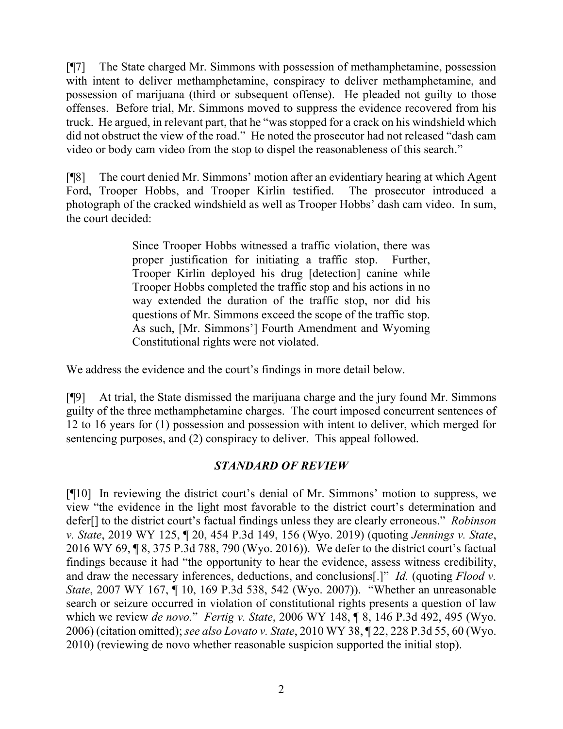[¶7] The State charged Mr. Simmons with possession of methamphetamine, possession with intent to deliver methamphetamine, conspiracy to deliver methamphetamine, and possession of marijuana (third or subsequent offense). He pleaded not guilty to those offenses. Before trial, Mr. Simmons moved to suppress the evidence recovered from his truck. He argued, in relevant part, that he "was stopped for a crack on his windshield which did not obstruct the view of the road." He noted the prosecutor had not released "dash cam video or body cam video from the stop to dispel the reasonableness of this search."

[¶8] The court denied Mr. Simmons' motion after an evidentiary hearing at which Agent Ford, Trooper Hobbs, and Trooper Kirlin testified. The prosecutor introduced a photograph of the cracked windshield as well as Trooper Hobbs' dash cam video. In sum, the court decided:

> Since Trooper Hobbs witnessed a traffic violation, there was proper justification for initiating a traffic stop. Further, Trooper Kirlin deployed his drug [detection] canine while Trooper Hobbs completed the traffic stop and his actions in no way extended the duration of the traffic stop, nor did his questions of Mr. Simmons exceed the scope of the traffic stop. As such, [Mr. Simmons'] Fourth Amendment and Wyoming Constitutional rights were not violated.

We address the evidence and the court's findings in more detail below.

[¶9] At trial, the State dismissed the marijuana charge and the jury found Mr. Simmons guilty of the three methamphetamine charges. The court imposed concurrent sentences of 12 to 16 years for (1) possession and possession with intent to deliver, which merged for sentencing purposes, and (2) conspiracy to deliver. This appeal followed.

## ***STANDARD OF REVIEW***

[¶10] In reviewing the district court's denial of Mr. Simmons' motion to suppress, we view "the evidence in the light most favorable to the district court's determination and defer[] to the district court's factual findings unless they are clearly erroneous." *Robinson v. State*, 2019 WY 125, ¶ 20, 454 P.3d 149, 156 (Wyo. 2019) (quoting *Jennings v. State*, 2016 WY 69, ¶ 8, 375 P.3d 788, 790 (Wyo. 2016)). We defer to the district court's factual findings because it had "the opportunity to hear the evidence, assess witness credibility, and draw the necessary inferences, deductions, and conclusions[.]" *Id.* (quoting *Flood v. State*, 2007 WY 167, ¶ 10, 169 P.3d 538, 542 (Wyo. 2007)). "Whether an unreasonable search or seizure occurred in violation of constitutional rights presents a question of law which we review *de novo.*" *Fertig v. State*, 2006 WY 148, ¶ 8, 146 P.3d 492, 495 (Wyo. 2006) (citation omitted); *see also Lovato v. State*, 2010 WY 38, ¶ 22, 228 P.3d 55, 60 (Wyo. 2010) (reviewing de novo whether reasonable suspicion supported the initial stop).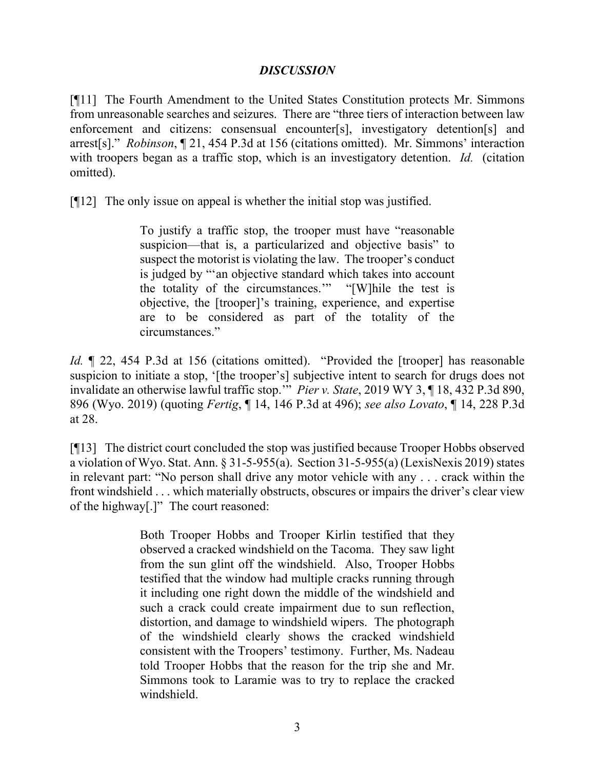## *DISCUSSION*

[¶11] The Fourth Amendment to the United States Constitution protects Mr. Simmons from unreasonable searches and seizures. There are "three tiers of interaction between law enforcement and citizens: consensual encounter[s], investigatory detention[s] and arrest[s]." *Robinson*, ¶ 21, 454 P.3d at 156 (citations omitted). Mr. Simmons' interaction with troopers began as a traffic stop, which is an investigatory detention. *Id.* (citation omitted).

[¶12] The only issue on appeal is whether the initial stop was justified.

> To justify a traffic stop, the trooper must have "reasonable suspicion—that is, a particularized and objective basis" to suspect the motorist is violating the law. The trooper's conduct is judged by "'an objective standard which takes into account the totality of the circumstances.'" "[W]hile the test is objective, the [trooper]'s training, experience, and expertise are to be considered as part of the totality of the circumstances."

*Id.* ¶ 22, 454 P.3d at 156 (citations omitted). "Provided the [trooper] has reasonable suspicion to initiate a stop, '[the trooper's] subjective intent to search for drugs does not invalidate an otherwise lawful traffic stop.'" *Pier v. State*, 2019 WY 3, ¶ 18, 432 P.3d 890, 896 (Wyo. 2019) (quoting *Fertig*, ¶ 14, 146 P.3d at 496); *see also Lovato*, ¶ 14, 228 P.3d at 28.

[¶13] The district court concluded the stop was justified because Trooper Hobbs observed a violation of Wyo. Stat. Ann. § 31-5-955(a). Section 31-5-955(a) (LexisNexis 2019) states in relevant part: "No person shall drive any motor vehicle with any . . . crack within the front windshield . . . which materially obstructs, obscures or impairs the driver's clear view of the highway[.]" The court reasoned:

> Both Trooper Hobbs and Trooper Kirlin testified that they observed a cracked windshield on the Tacoma. They saw light from the sun glint off the windshield. Also, Trooper Hobbs testified that the window had multiple cracks running through it including one right down the middle of the windshield and such a crack could create impairment due to sun reflection, distortion, and damage to windshield wipers. The photograph of the windshield clearly shows the cracked windshield consistent with the Troopers' testimony. Further, Ms. Nadeau told Trooper Hobbs that the reason for the trip she and Mr. Simmons took to Laramie was to try to replace the cracked windshield.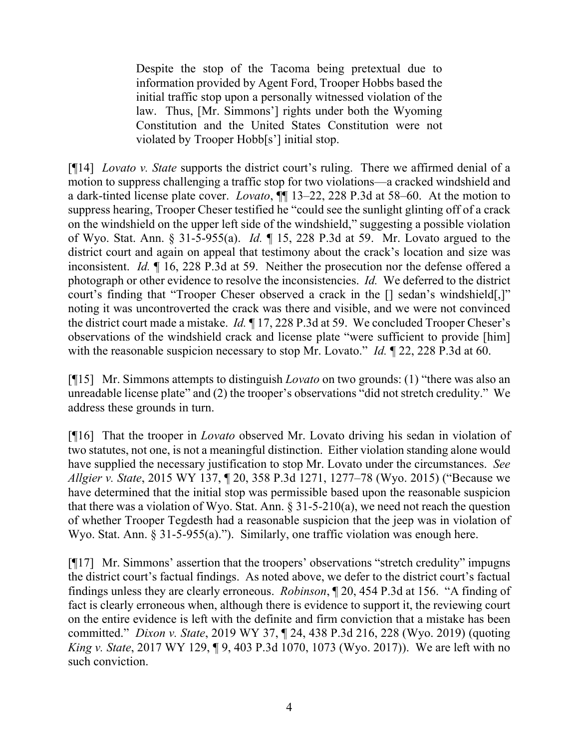> Despite the stop of the Tacoma being pretextual due to information provided by Agent Ford, Trooper Hobbs based the initial traffic stop upon a personally witnessed violation of the law. Thus, [Mr. Simmons'] rights under both the Wyoming Constitution and the United States Constitution were not violated by Trooper Hobb[s'] initial stop.

[¶14] *Lovato v. State* supports the district court's ruling. There we affirmed denial of a motion to suppress challenging a traffic stop for two violations—a cracked windshield and a dark-tinted license plate cover. *Lovato*, ¶¶ 13–22, 228 P.3d at 58–60. At the motion to suppress hearing, Trooper Cheser testified he "could see the sunlight glinting off of a crack on the windshield on the upper left side of the windshield," suggesting a possible violation of Wyo. Stat. Ann. § 31-5-955(a). *Id.* ¶ 15, 228 P.3d at 59. Mr. Lovato argued to the district court and again on appeal that testimony about the crack's location and size was inconsistent. *Id.* ¶ 16, 228 P.3d at 59. Neither the prosecution nor the defense offered a photograph or other evidence to resolve the inconsistencies. *Id.* We deferred to the district court's finding that "Trooper Cheser observed a crack in the [] sedan's windshield[,]" noting it was uncontroverted the crack was there and visible, and we were not convinced the district court made a mistake. *Id.* ¶ 17, 228 P.3d at 59. We concluded Trooper Cheser's observations of the windshield crack and license plate "were sufficient to provide [him] with the reasonable suspicion necessary to stop Mr. Lovato." *Id.* ¶ 22, 228 P.3d at 60.

[¶15] Mr. Simmons attempts to distinguish *Lovato* on two grounds: (1) "there was also an unreadable license plate" and (2) the trooper's observations "did not stretch credulity." We address these grounds in turn.

[¶16] That the trooper in *Lovato* observed Mr. Lovato driving his sedan in violation of two statutes, not one, is not a meaningful distinction. Either violation standing alone would have supplied the necessary justification to stop Mr. Lovato under the circumstances. *See Allgier v. State*, 2015 WY 137, ¶ 20, 358 P.3d 1271, 1277–78 (Wyo. 2015) ("Because we have determined that the initial stop was permissible based upon the reasonable suspicion that there was a violation of Wyo. Stat. Ann. § 31-5-210(a), we need not reach the question of whether Trooper Tegdesth had a reasonable suspicion that the jeep was in violation of Wyo. Stat. Ann. § 31-5-955(a)."). Similarly, one traffic violation was enough here.

[¶17] Mr. Simmons' assertion that the troopers' observations "stretch credulity" impugns the district court's factual findings. As noted above, we defer to the district court's factual findings unless they are clearly erroneous. *Robinson*, ¶ 20, 454 P.3d at 156. "A finding of fact is clearly erroneous when, although there is evidence to support it, the reviewing court on the entire evidence is left with the definite and firm conviction that a mistake has been committed." *Dixon v. State*, 2019 WY 37, ¶ 24, 438 P.3d 216, 228 (Wyo. 2019) (quoting *King v. State*, 2017 WY 129, ¶ 9, 403 P.3d 1070, 1073 (Wyo. 2017)). We are left with no such conviction.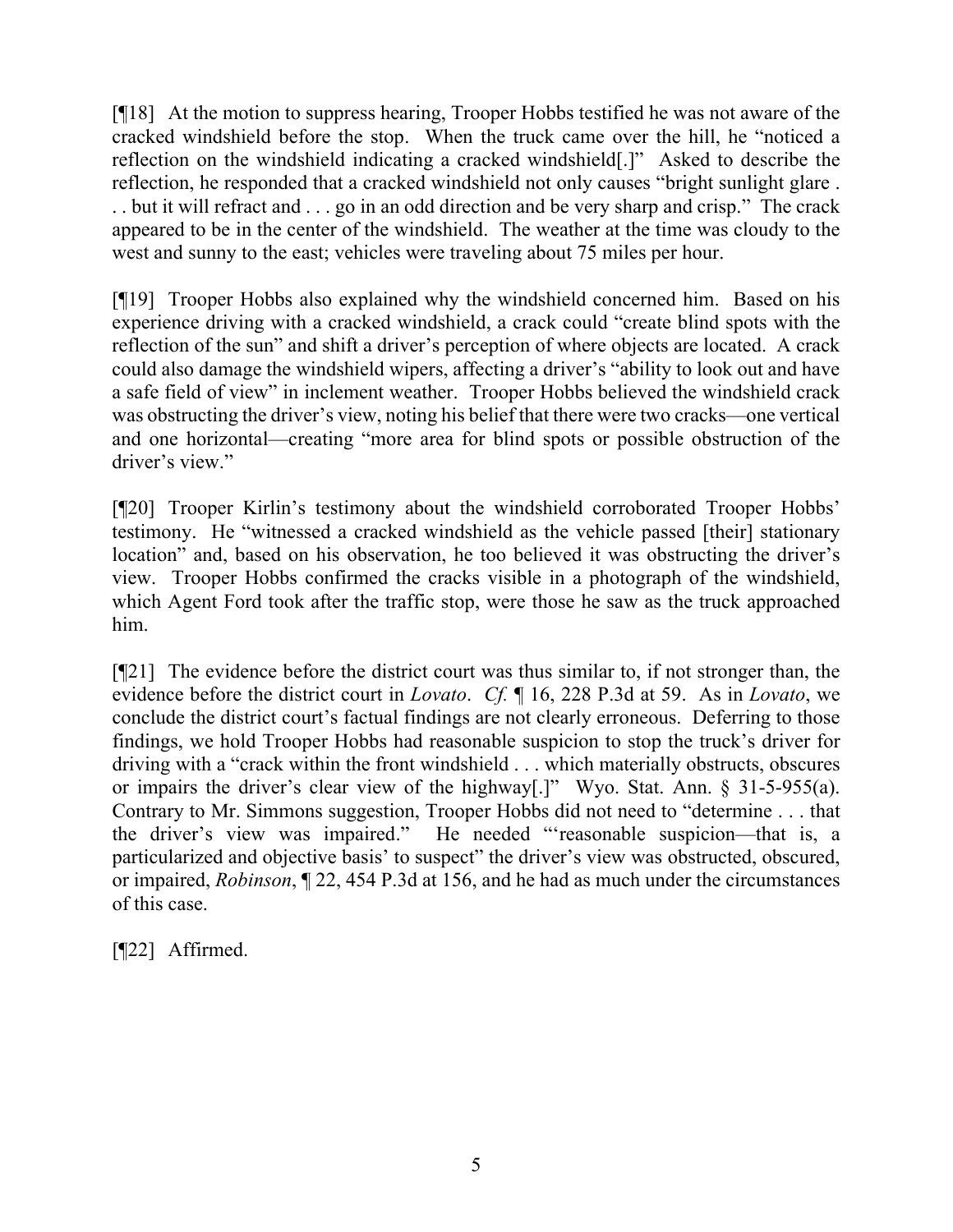[¶18] At the motion to suppress hearing, Trooper Hobbs testified he was not aware of the cracked windshield before the stop. When the truck came over the hill, he "noticed a reflection on the windshield indicating a cracked windshield[.]" Asked to describe the reflection, he responded that a cracked windshield not only causes "bright sunlight glare . . . but it will refract and . . . go in an odd direction and be very sharp and crisp." The crack appeared to be in the center of the windshield. The weather at the time was cloudy to the west and sunny to the east; vehicles were traveling about 75 miles per hour.

[¶19] Trooper Hobbs also explained why the windshield concerned him. Based on his experience driving with a cracked windshield, a crack could "create blind spots with the reflection of the sun" and shift a driver's perception of where objects are located. A crack could also damage the windshield wipers, affecting a driver's "ability to look out and have a safe field of view" in inclement weather. Trooper Hobbs believed the windshield crack was obstructing the driver's view, noting his belief that there were two cracks—one vertical and one horizontal—creating "more area for blind spots or possible obstruction of the driver's view."

[¶20] Trooper Kirlin's testimony about the windshield corroborated Trooper Hobbs' testimony. He "witnessed a cracked windshield as the vehicle passed [their] stationary location" and, based on his observation, he too believed it was obstructing the driver's view. Trooper Hobbs confirmed the cracks visible in a photograph of the windshield, which Agent Ford took after the traffic stop, were those he saw as the truck approached him.

[¶21] The evidence before the district court was thus similar to, if not stronger than, the evidence before the district court in *Lovato*. *Cf.* ¶ 16, 228 P.3d at 59. As in *Lovato*, we conclude the district court's factual findings are not clearly erroneous. Deferring to those findings, we hold Trooper Hobbs had reasonable suspicion to stop the truck's driver for driving with a "crack within the front windshield . . . which materially obstructs, obscures or impairs the driver's clear view of the highway[.]" Wyo. Stat. Ann. § 31-5-955(a). Contrary to Mr. Simmons suggestion, Trooper Hobbs did not need to "determine . . . that the driver's view was impaired." He needed "'reasonable suspicion—that is, a particularized and objective basis' to suspect" the driver's view was obstructed, obscured, or impaired, *Robinson*, ¶ 22, 454 P.3d at 156, and he had as much under the circumstances of this case.

[¶22] Affirmed.